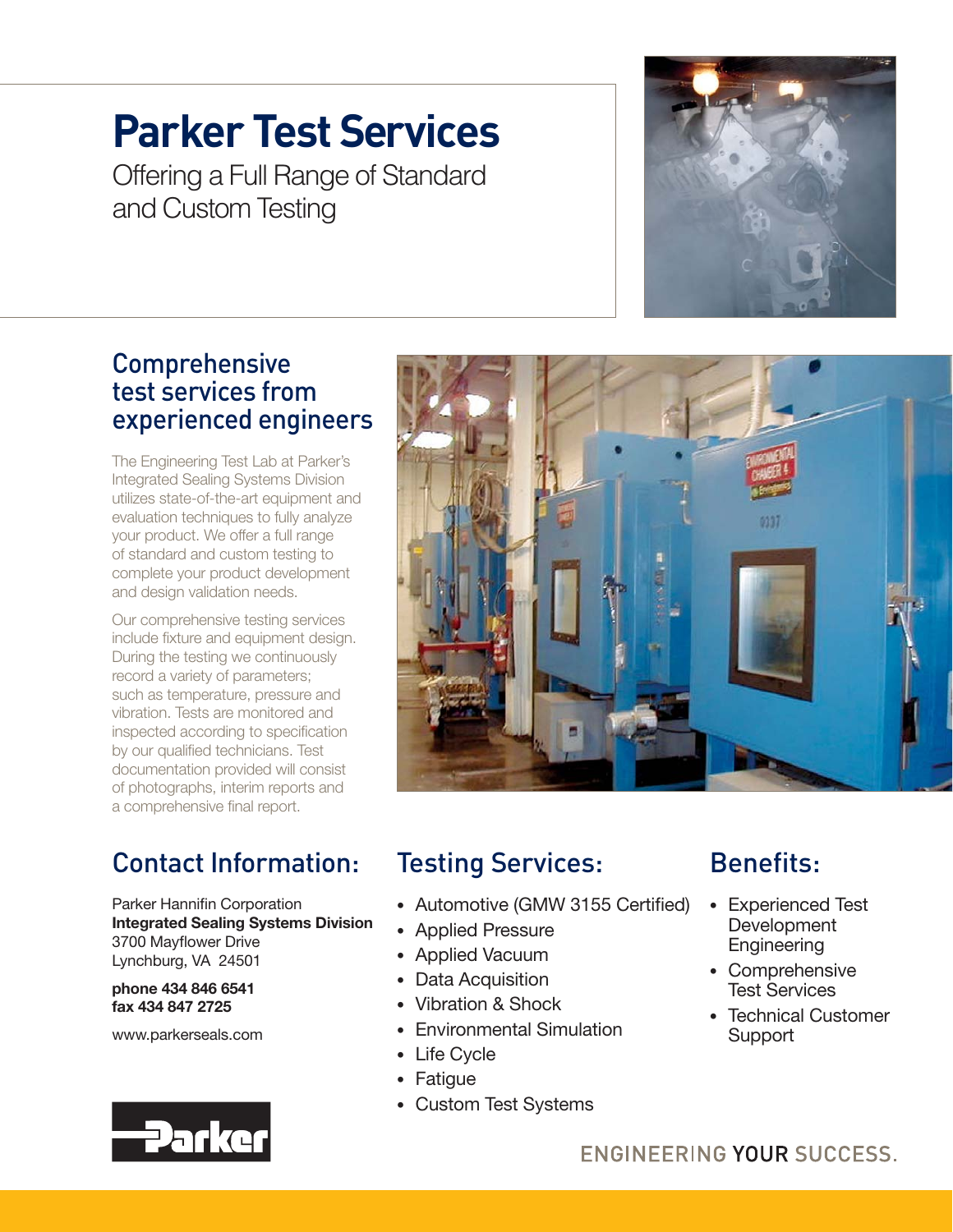# Parker Test Services

Offering a Full Range of Standard and Custom Testing

## Comprehensive test services from experienced engineers

The Engineering Test Lab at Parker's Integrated Sealing Systems Division utilizes state-of-the-art equipment and evaluation techniques to fully analyze your product. We offer a full range of standard and custom testing to complete your product development and design validation needs.

Our comprehensive testing services include fixture and equipment design. During the testing we continuously record a variety of parameters; such as temperature, pressure and vibration. Tests are monitored and inspected according to specification by our qualified technicians. Test documentation provided will consist of photographs, interim reports and a comprehensive final report.

## Contact Information:

Parker Hannifin Corporation
**Integrated Sealing Systems Division**
3700 Mayflower Drive
Lynchburg, VA 24501

**phone 434 846 6541**
**fax 434 847 2725**

www.parkerseals.com

## Testing Services:

- Automotive (GMW 3155 Certified)
- Applied Pressure
- Applied Vacuum
- Data Acquisition
- Vibration & Shock
- Environmental Simulation
- Life Cycle
- Fatigue
- Custom Test Systems

## Benefits:

- Experienced Test Development Engineering
- Comprehensive Test Services
- Technical Customer Support

ENGINEERING YOUR SUCCESS.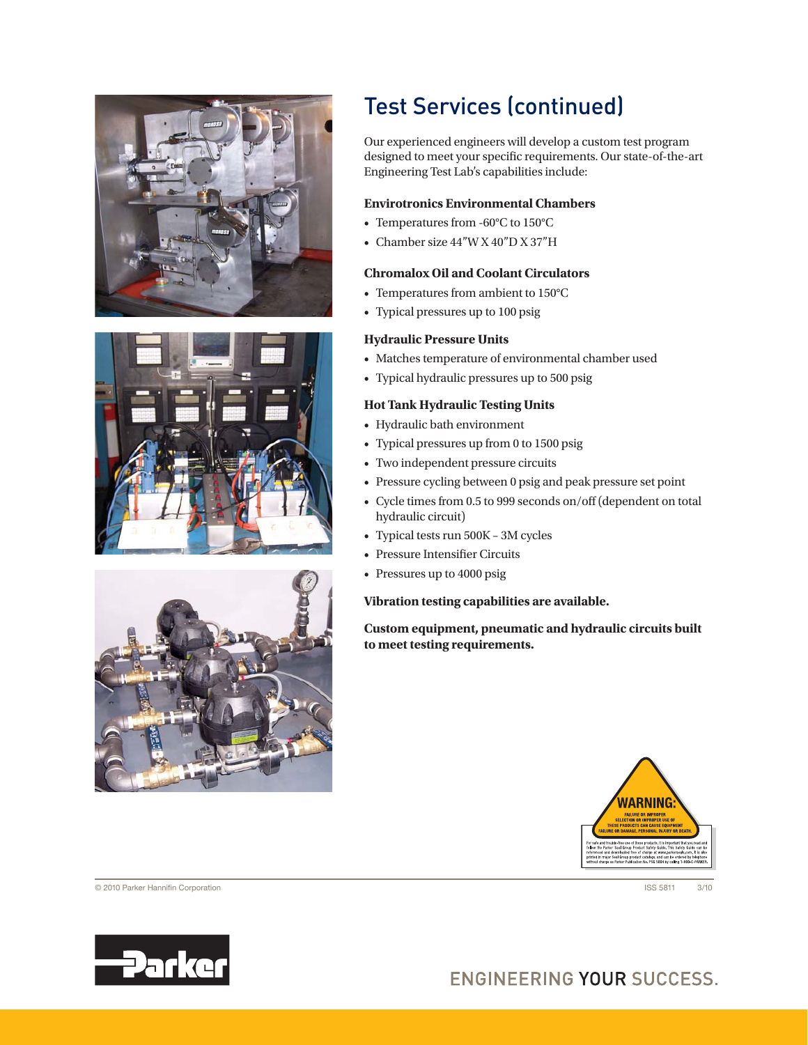# Test Services (continued)

Our experienced engineers will develop a custom test program designed to meet your specific requirements. Our state-of-the-art Engineering Test Lab's capabilities include:

**Envirotronics Environmental Chambers**

- Temperatures from -60°C to 150°C
- Chamber size 44"W X 40"D X 37"H

**Chromalox Oil and Coolant Circulators**

- Temperatures from ambient to 150°C
- Typical pressures up to 100 psig

**Hydraulic Pressure Units**

- Matches temperature of environmental chamber used
- Typical hydraulic pressures up to 500 psig

**Hot Tank Hydraulic Testing Units**

- Hydraulic bath environment
- Typical pressures up from 0 to 1500 psig
- Two independent pressure circuits
- Pressure cycling between 0 psig and peak pressure set point
- Cycle times from 0.5 to 999 seconds on/off (dependent on total hydraulic circuit)
- Typical tests run 500K – 3M cycles
- Pressure Intensifier Circuits
- Pressures up to 4000 psig

**Vibration testing capabilities are available.**

**Custom equipment, pneumatic and hydraulic circuits built to meet testing requirements.**

WARNING:
FAILURE OR IMPROPER SELECTION OR IMPROPER USE OF THESE PRODUCTS CAN CAUSE EQUIPMENT FAILURE OR DAMAGE, PERSONAL INJURY OR DEATH.

For safe and trouble-free use of these products, it is important that you read and follow the Parker Seal Group Product Safety Guide. This Safety Guide can be referenced and downloaded free of charge at www.parkerseals.com. It is also printed in major Seal Group product catalogs, and can be ordered by telephone without charge as Parker Publication No. PSG 5004 by calling 1-800-C-PARKER.

© 2010 Parker Hannifin Corporation

ISS 5811 3/10

ENGINEERING YOUR SUCCESS.